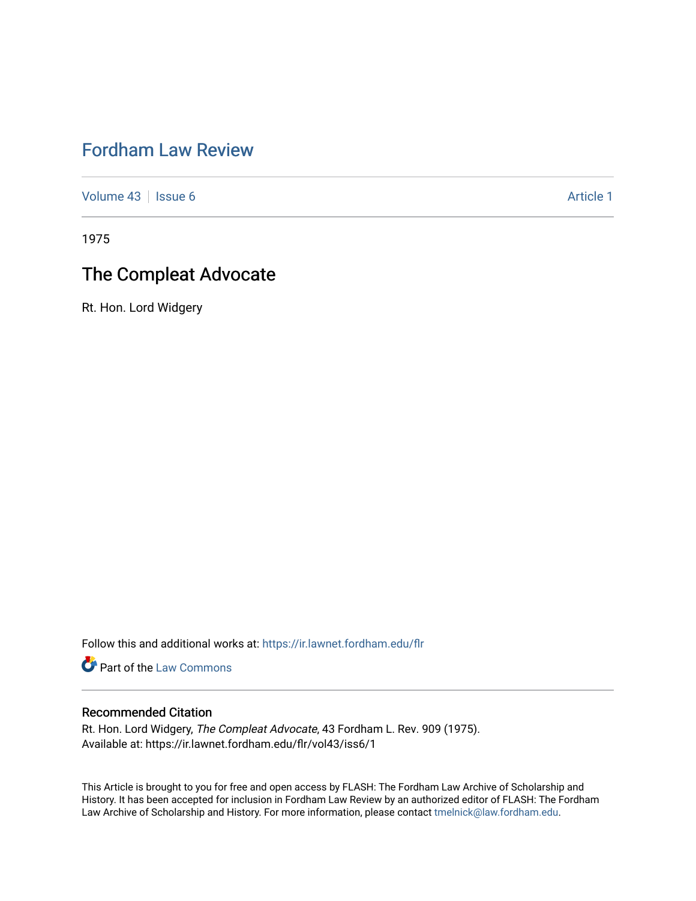# Fordham Law Review

Volume 43 | Issue 6 | Article 1

1975

## The Compleat Advocate

Rt. Hon. Lord Widgery

Follow this and additional works at: https://ir.lawnet.fordham.edu/flr

Part of the Law Commons

### Recommended Citation

Rt. Hon. Lord Widgery, *The Compleat Advocate*, 43 Fordham L. Rev. 909 (1975).
Available at: https://ir.lawnet.fordham.edu/flr/vol43/iss6/1

This Article is brought to you for free and open access by FLASH: The Fordham Law Archive of Scholarship and History. It has been accepted for inclusion in Fordham Law Review by an authorized editor of FLASH: The Fordham Law Archive of Scholarship and History. For more information, please contact tmelnick@law.fordham.edu.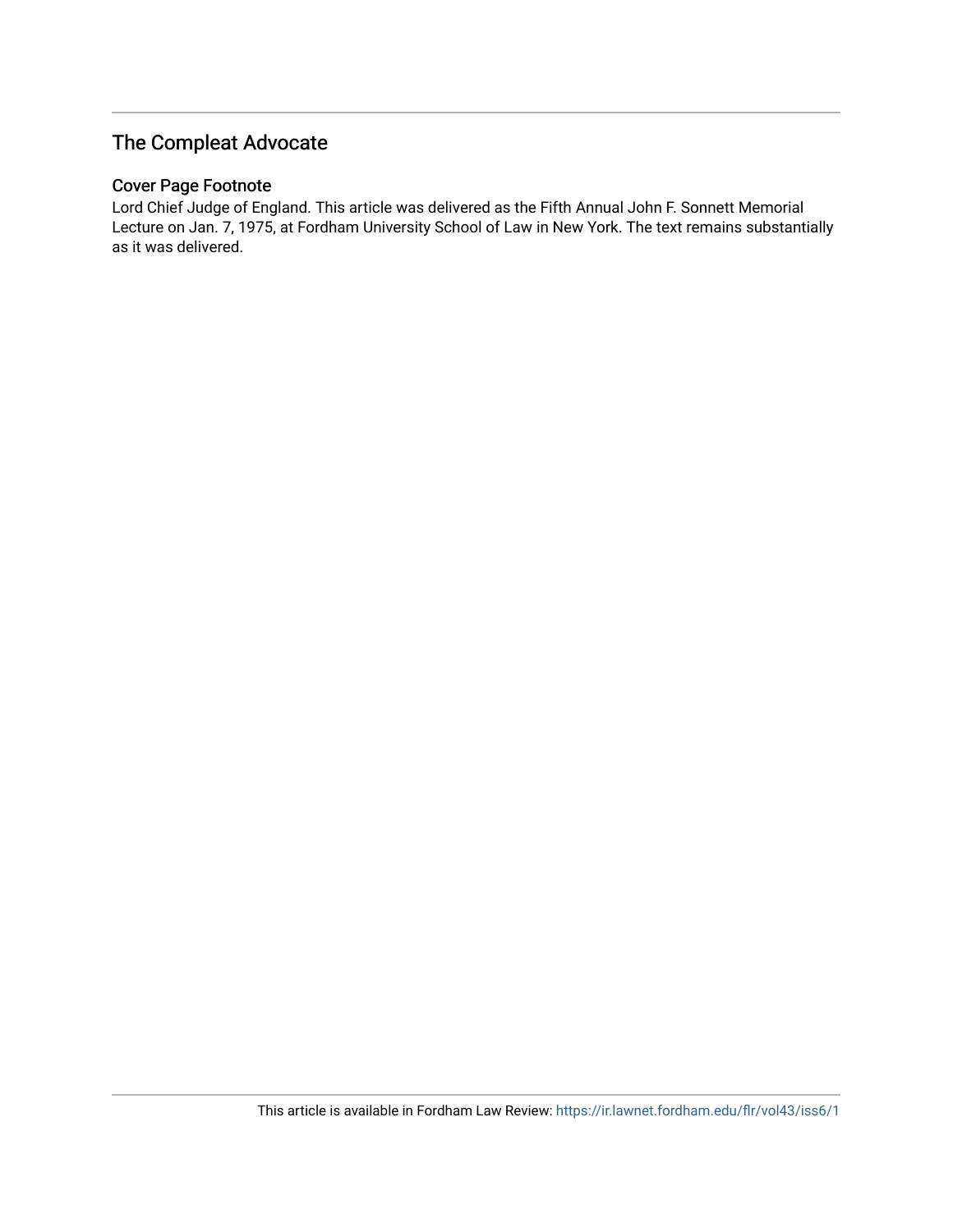## The Compleat Advocate

### Cover Page Footnote

Lord Chief Judge of England. This article was delivered as the Fifth Annual John F. Sonnett Memorial Lecture on Jan. 7, 1975, at Fordham University School of Law in New York. The text remains substantially as it was delivered.

This article is available in Fordham Law Review: https://ir.lawnet.fordham.edu/flr/vol43/iss6/1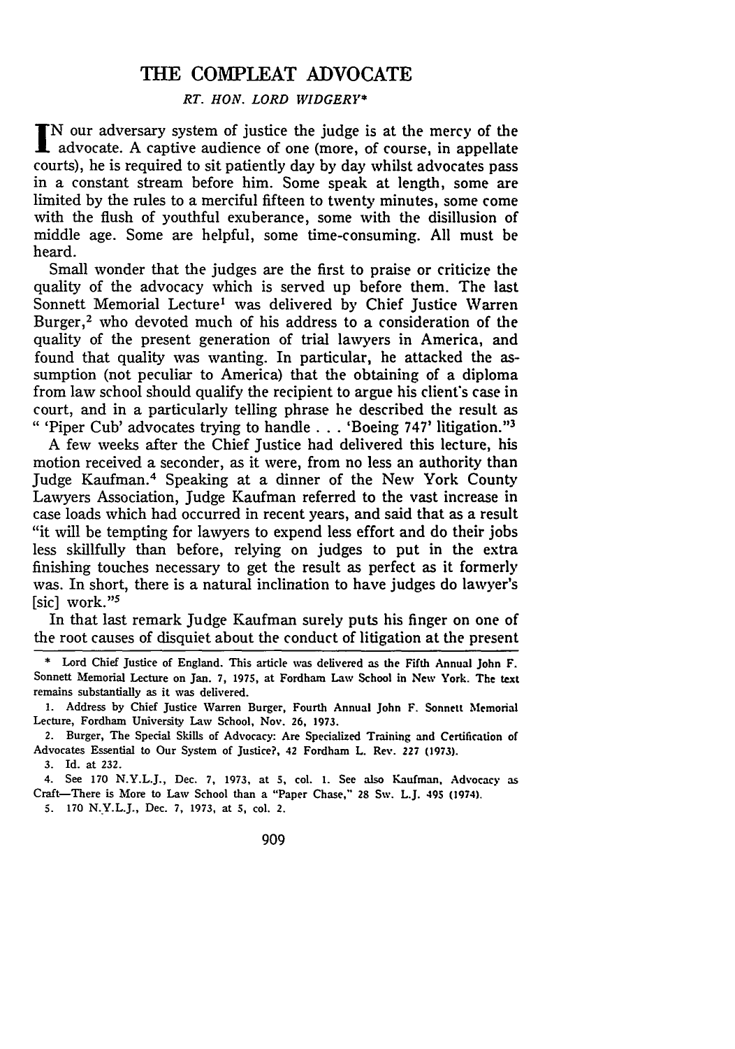# THE COMPLEAT ADVOCATE

*RT. HON. LORD WIDGERY*\*

IN our adversary system of justice the judge is at the mercy of the advocate. A captive audience of one (more, of course, in appellate courts), he is required to sit patiently day by day whilst advocates pass in a constant stream before him. Some speak at length, some are limited by the rules to a merciful fifteen to twenty minutes, some come with the flush of youthful exuberance, some with the disillusion of middle age. Some are helpful, some time-consuming. All must be heard.

Small wonder that the judges are the first to praise or criticize the quality of the advocacy which is served up before them. The last Sonnett Memorial Lecture[1] was delivered by Chief Justice Warren Burger,[2] who devoted much of his address to a consideration of the quality of the present generation of trial lawyers in America, and found that quality was wanting. In particular, he attacked the assumption (not peculiar to America) that the obtaining of a diploma from law school should qualify the recipient to argue his client's case in court, and in a particularly telling phrase he described the result as " 'Piper Cub' advocates trying to handle . . . 'Boeing 747' litigation."[3]

A few weeks after the Chief Justice had delivered this lecture, his motion received a seconder, as it were, from no less an authority than Judge Kaufman.[4] Speaking at a dinner of the New York County Lawyers Association, Judge Kaufman referred to the vast increase in case loads which had occurred in recent years, and said that as a result "it will be tempting for lawyers to expend less effort and do their jobs less skillfully than before, relying on judges to put in the extra finishing touches necessary to get the result as perfect as it formerly was. In short, there is a natural inclination to have judges do lawyer's [sic] work."[5]

In that last remark Judge Kaufman surely puts his finger on one of the root causes of disquiet about the conduct of litigation at the present

---

\* Lord Chief Justice of England. This article was delivered as the Fifth Annual John F. Sonnett Memorial Lecture on Jan. 7, 1975, at Fordham Law School in New York. The text remains substantially as it was delivered.

1. Address by Chief Justice Warren Burger, Fourth Annual John F. Sonnett Memorial Lecture, Fordham University Law School, Nov. 26, 1973.

2. Burger, The Special Skills of Advocacy: Are Specialized Training and Certification of Advocates Essential to Our System of Justice?, 42 Fordham L. Rev. 227 (1973).

3. Id. at 232.

4. See 170 N.Y.L.J., Dec. 7, 1973, at 5, col. 1. See also Kaufman, Advocacy as Craft—There is More to Law School than a "Paper Chase," 28 Sw. L.J. 495 (1974).

5. 170 N.Y.L.J., Dec. 7, 1973, at 5, col. 2.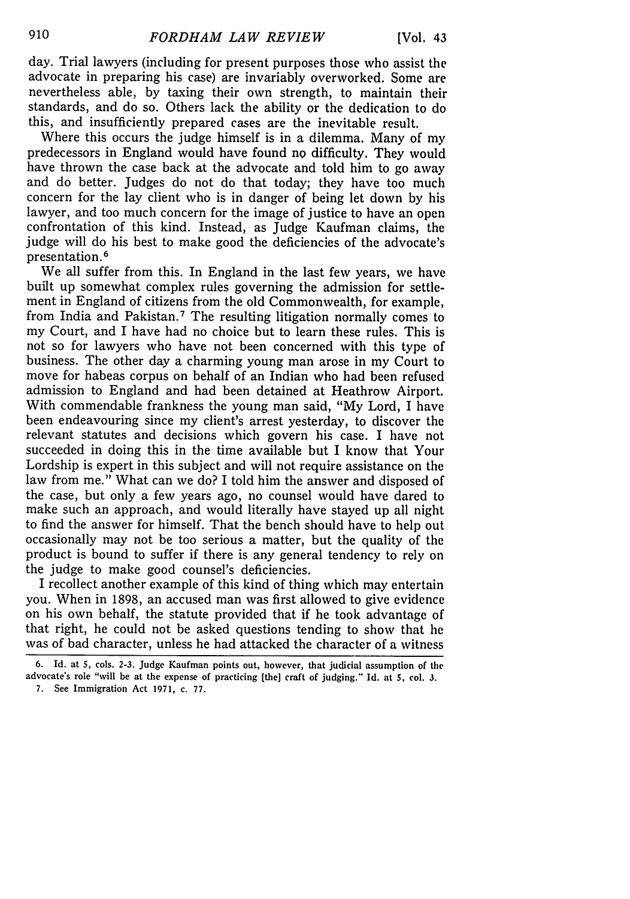day. Trial lawyers (including for present purposes those who assist the advocate in preparing his case) are invariably overworked. Some are nevertheless able, by taxing their own strength, to maintain their standards, and do so. Others lack the ability or the dedication to do this, and insufficiently prepared cases are the inevitable result.

Where this occurs the judge himself is in a dilemma. Many of my predecessors in England would have found no difficulty. They would have thrown the case back at the advocate and told him to go away and do better. Judges do not do that today; they have too much concern for the lay client who is in danger of being let down by his lawyer, and too much concern for the image of justice to have an open confrontation of this kind. Instead, as Judge Kaufman claims, the judge will do his best to make good the deficiencies of the advocate's presentation.[6]

We all suffer from this. In England in the last few years, we have built up somewhat complex rules governing the admission for settlement in England of citizens from the old Commonwealth, for example, from India and Pakistan.[7] The resulting litigation normally comes to my Court, and I have had no choice but to learn these rules. This is not so for lawyers who have not been concerned with this type of business. The other day a charming young man arose in my Court to move for habeas corpus on behalf of an Indian who had been refused admission to England and had been detained at Heathrow Airport. With commendable frankness the young man said, "My Lord, I have been endeavouring since my client's arrest yesterday, to discover the relevant statutes and decisions which govern his case. I have not succeeded in doing this in the time available but I know that Your Lordship is expert in this subject and will not require assistance on the law from me." What can we do? I told him the answer and disposed of the case, but only a few years ago, no counsel would have dared to make such an approach, and would literally have stayed up all night to find the answer for himself. That the bench should have to help out occasionally may not be too serious a matter, but the quality of the product is bound to suffer if there is any general tendency to rely on the judge to make good counsel's deficiencies.

I recollect another example of this kind of thing which may entertain you. When in 1898, an accused man was first allowed to give evidence on his own behalf, the statute provided that if he took advantage of that right, he could not be asked questions tending to show that he was of bad character, unless he had attacked the character of a witness

---

6. Id. at 5, cols. 2-3. Judge Kaufman points out, however, that judicial assumption of the advocate's role "will be at the expense of practicing [the] craft of judging." Id. at 5, col. 3.

7. See Immigration Act 1971, c. 77.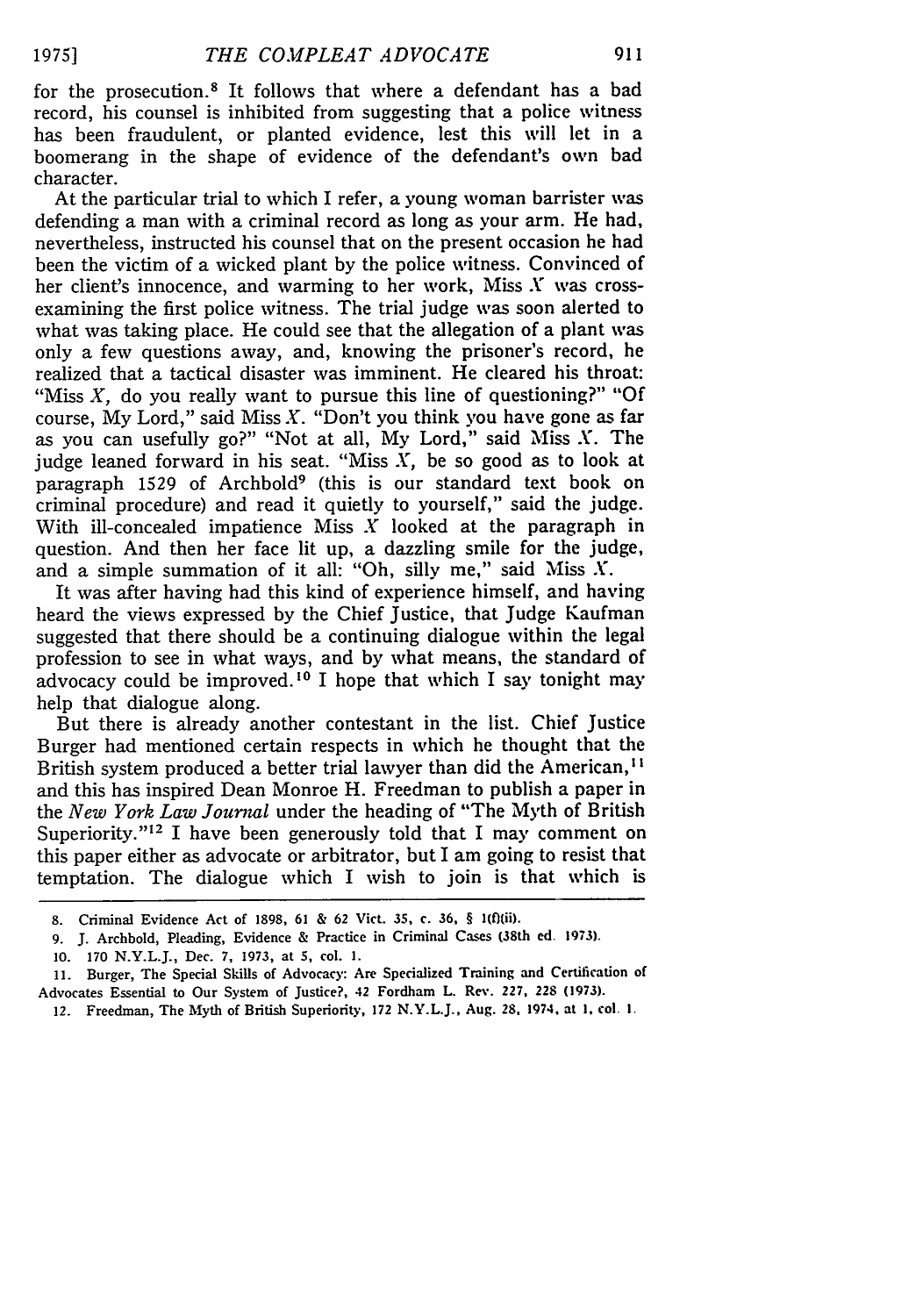for the prosecution.[8] It follows that where a defendant has a bad record, his counsel is inhibited from suggesting that a police witness has been fraudulent, or planted evidence, lest this will let in a boomerang in the shape of evidence of the defendant's own bad character.

At the particular trial to which I refer, a young woman barrister was defending a man with a criminal record as long as your arm. He had, nevertheless, instructed his counsel that on the present occasion he had been the victim of a wicked plant by the police witness. Convinced of her client's innocence, and warming to her work, Miss *X* was cross-examining the first police witness. The trial judge was soon alerted to what was taking place. He could see that the allegation of a plant was only a few questions away, and, knowing the prisoner's record, he realized that a tactical disaster was imminent. He cleared his throat: "Miss *X*, do you really want to pursue this line of questioning?" "Of course, My Lord," said Miss *X*. "Don't you think you have gone as far as you can usefully go?" "Not at all, My Lord," said Miss *X*. The judge leaned forward in his seat. "Miss *X*, be so good as to look at paragraph 1529 of Archbold[9] (this is our standard text book on criminal procedure) and read it quietly to yourself," said the judge. With ill-concealed impatience Miss *X* looked at the paragraph in question. And then her face lit up, a dazzling smile for the judge, and a simple summation of it all: "Oh, silly me," said Miss *X*.

It was after having had this kind of experience himself, and having heard the views expressed by the Chief Justice, that Judge Kaufman suggested that there should be a continuing dialogue within the legal profession to see in what ways, and by what means, the standard of advocacy could be improved.[10] I hope that which I say tonight may help that dialogue along.

But there is already another contestant in the list. Chief Justice Burger had mentioned certain respects in which he thought that the British system produced a better trial lawyer than did the American,[11] and this has inspired Dean Monroe H. Freedman to publish a paper in the *New York Law Journal* under the heading of "The Myth of British Superiority."[12] I have been generously told that I may comment on this paper either as advocate or arbitrator, but I am going to resist that temptation. The dialogue which I wish to join is that which is

---

8. Criminal Evidence Act of 1898, 61 & 62 Vict. 35, c. 36, § 1(f)(ii).

9. J. Archbold, Pleading, Evidence & Practice in Criminal Cases (38th ed. 1973).

10. 170 N.Y.L.J., Dec. 7, 1973, at 5, col. 1.

11. Burger, The Special Skills of Advocacy: Are Specialized Training and Certification of Advocates Essential to Our System of Justice?, 42 Fordham L. Rev. 227, 228 (1973).

12. Freedman, The Myth of British Superiority, 172 N.Y.L.J., Aug. 28, 1974, at 1, col. 1.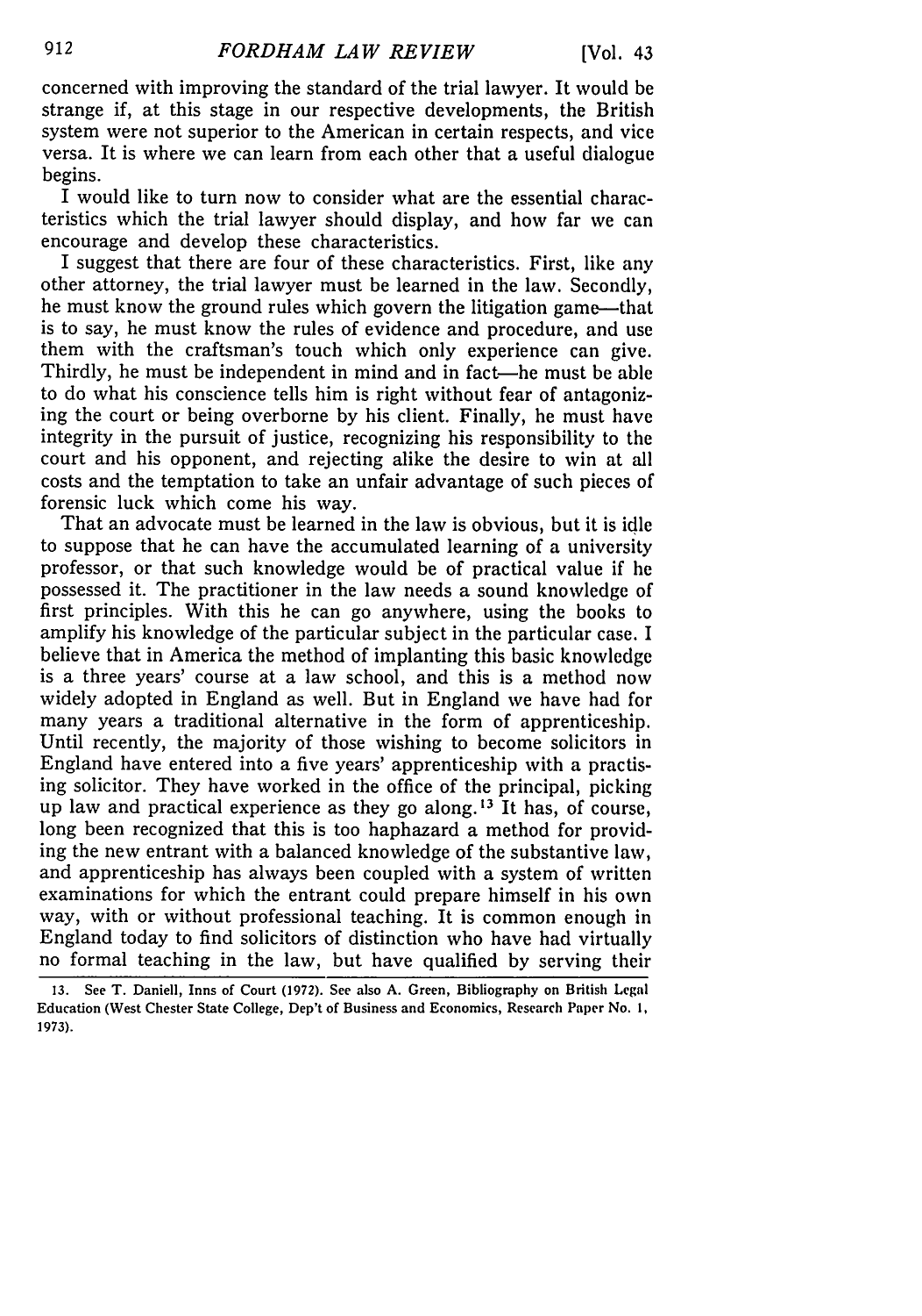concerned with improving the standard of the trial lawyer. It would be strange if, at this stage in our respective developments, the British system were not superior to the American in certain respects, and vice versa. It is where we can learn from each other that a useful dialogue begins.

I would like to turn now to consider what are the essential characteristics which the trial lawyer should display, and how far we can encourage and develop these characteristics.

I suggest that there are four of these characteristics. First, like any other attorney, the trial lawyer must be learned in the law. Secondly, he must know the ground rules which govern the litigation game—that is to say, he must know the rules of evidence and procedure, and use them with the craftsman's touch which only experience can give. Thirdly, he must be independent in mind and in fact—he must be able to do what his conscience tells him is right without fear of antagonizing the court or being overborne by his client. Finally, he must have integrity in the pursuit of justice, recognizing his responsibility to the court and his opponent, and rejecting alike the desire to win at all costs and the temptation to take an unfair advantage of such pieces of forensic luck which come his way.

That an advocate must be learned in the law is obvious, but it is idle to suppose that he can have the accumulated learning of a university professor, or that such knowledge would be of practical value if he possessed it. The practitioner in the law needs a sound knowledge of first principles. With this he can go anywhere, using the books to amplify his knowledge of the particular subject in the particular case. I believe that in America the method of implanting this basic knowledge is a three years' course at a law school, and this is a method now widely adopted in England as well. But in England we have had for many years a traditional alternative in the form of apprenticeship. Until recently, the majority of those wishing to become solicitors in England have entered into a five years' apprenticeship with a practising solicitor. They have worked in the office of the principal, picking up law and practical experience as they go along.[13] It has, of course, long been recognized that this is too haphazard a method for providing the new entrant with a balanced knowledge of the substantive law, and apprenticeship has always been coupled with a system of written examinations for which the entrant could prepare himself in his own way, with or without professional teaching. It is common enough in England today to find solicitors of distinction who have had virtually no formal teaching in the law, but have qualified by serving their

13. See T. Daniell, Inns of Court (1972). See also A. Green, Bibliography on British Legal Education (West Chester State College, Dep't of Business and Economics, Research Paper No. 1, 1973).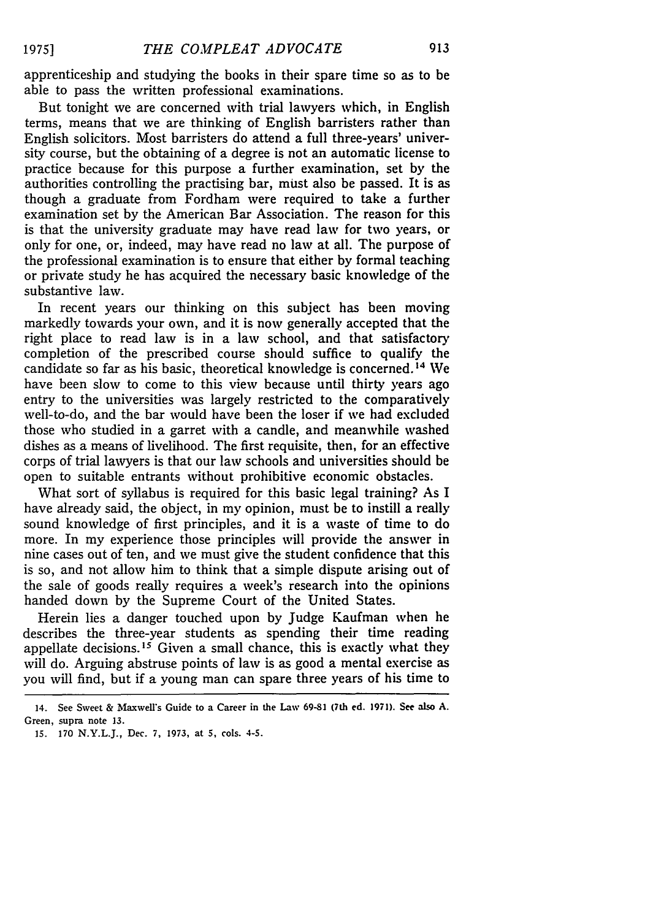apprenticeship and studying the books in their spare time so as to be able to pass the written professional examinations.

But tonight we are concerned with trial lawyers which, in English terms, means that we are thinking of English barristers rather than English solicitors. Most barristers do attend a full three-years' university course, but the obtaining of a degree is not an automatic license to practice because for this purpose a further examination, set by the authorities controlling the practising bar, must also be passed. It is as though a graduate from Fordham were required to take a further examination set by the American Bar Association. The reason for this is that the university graduate may have read law for two years, or only for one, or, indeed, may have read no law at all. The purpose of the professional examination is to ensure that either by formal teaching or private study he has acquired the necessary basic knowledge of the substantive law.

In recent years our thinking on this subject has been moving markedly towards your own, and it is now generally accepted that the right place to read law is in a law school, and that satisfactory completion of the prescribed course should suffice to qualify the candidate so far as his basic, theoretical knowledge is concerned.[14] We have been slow to come to this view because until thirty years ago entry to the universities was largely restricted to the comparatively well-to-do, and the bar would have been the loser if we had excluded those who studied in a garret with a candle, and meanwhile washed dishes as a means of livelihood. The first requisite, then, for an effective corps of trial lawyers is that our law schools and universities should be open to suitable entrants without prohibitive economic obstacles.

What sort of syllabus is required for this basic legal training? As I have already said, the object, in my opinion, must be to instill a really sound knowledge of first principles, and it is a waste of time to do more. In my experience those principles will provide the answer in nine cases out of ten, and we must give the student confidence that this is so, and not allow him to think that a simple dispute arising out of the sale of goods really requires a week's research into the opinions handed down by the Supreme Court of the United States.

Herein lies a danger touched upon by Judge Kaufman when he describes the three-year students as spending their time reading appellate decisions.[15] Given a small chance, this is exactly what they will do. Arguing abstruse points of law is as good a mental exercise as you will find, but if a young man can spare three years of his time to

---

14. See Sweet & Maxwell's Guide to a Career in the Law 69-81 (7th ed. 1971). See also A. Green, supra note 13.

15. 170 N.Y.L.J., Dec. 7, 1973, at 5, cols. 4-5.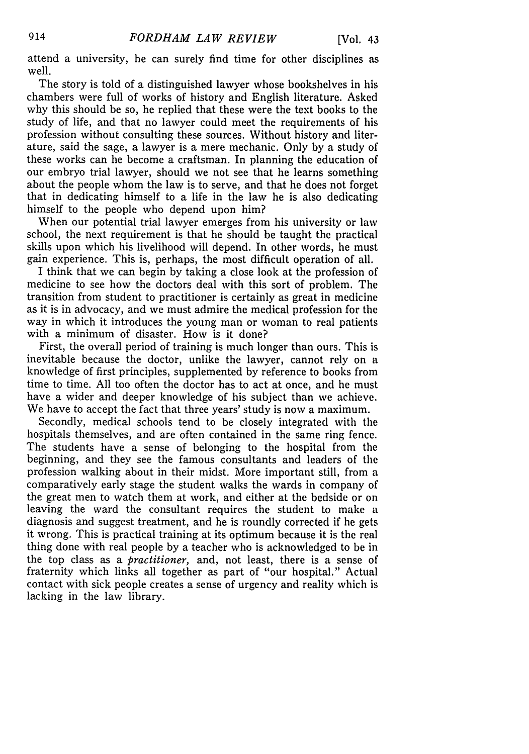attend a university, he can surely find time for other disciplines as well.

The story is told of a distinguished lawyer whose bookshelves in his chambers were full of works of history and English literature. Asked why this should be so, he replied that these were the text books to the study of life, and that no lawyer could meet the requirements of his profession without consulting these sources. Without history and literature, said the sage, a lawyer is a mere mechanic. Only by a study of these works can he become a craftsman. In planning the education of our embryo trial lawyer, should we not see that he learns something about the people whom the law is to serve, and that he does not forget that in dedicating himself to a life in the law he is also dedicating himself to the people who depend upon him?

When our potential trial lawyer emerges from his university or law school, the next requirement is that he should be taught the practical skills upon which his livelihood will depend. In other words, he must gain experience. This is, perhaps, the most difficult operation of all.

I think that we can begin by taking a close look at the profession of medicine to see how the doctors deal with this sort of problem. The transition from student to practitioner is certainly as great in medicine as it is in advocacy, and we must admire the medical profession for the way in which it introduces the young man or woman to real patients with a minimum of disaster. How is it done?

First, the overall period of training is much longer than ours. This is inevitable because the doctor, unlike the lawyer, cannot rely on a knowledge of first principles, supplemented by reference to books from time to time. All too often the doctor has to act at once, and he must have a wider and deeper knowledge of his subject than we achieve. We have to accept the fact that three years' study is now a maximum.

Secondly, medical schools tend to be closely integrated with the hospitals themselves, and are often contained in the same ring fence. The students have a sense of belonging to the hospital from the beginning, and they see the famous consultants and leaders of the profession walking about in their midst. More important still, from a comparatively early stage the student walks the wards in company of the great men to watch them at work, and either at the bedside or on leaving the ward the consultant requires the student to make a diagnosis and suggest treatment, and he is roundly corrected if he gets it wrong. This is practical training at its optimum because it is the real thing done with real people by a teacher who is acknowledged to be in the top class as a *practitioner,* and, not least, there is a sense of fraternity which links all together as part of "our hospital." Actual contact with sick people creates a sense of urgency and reality which is lacking in the law library.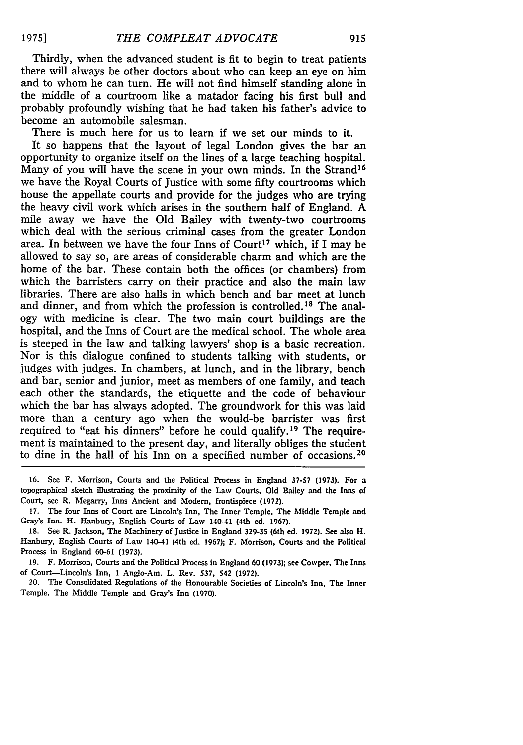Thirdly, when the advanced student is fit to begin to treat patients there will always be other doctors about who can keep an eye on him and to whom he can turn. He will not find himself standing alone in the middle of a courtroom like a matador facing his first bull and probably profoundly wishing that he had taken his father's advice to become an automobile salesman.

There is much here for us to learn if we set our minds to it.

It so happens that the layout of legal London gives the bar an opportunity to organize itself on the lines of a large teaching hospital. Many of you will have the scene in your own minds. In the Strand[16] we have the Royal Courts of Justice with some fifty courtrooms which house the appellate courts and provide for the judges who are trying the heavy civil work which arises in the southern half of England. A mile away we have the Old Bailey with twenty-two courtrooms which deal with the serious criminal cases from the greater London area. In between we have the four Inns of Court[17] which, if I may be allowed to say so, are areas of considerable charm and which are the home of the bar. These contain both the offices (or chambers) from which the barristers carry on their practice and also the main law libraries. There are also halls in which bench and bar meet at lunch and dinner, and from which the profession is controlled.[18] The analogy with medicine is clear. The two main court buildings are the hospital, and the Inns of Court are the medical school. The whole area is steeped in the law and talking lawyers' shop is a basic recreation. Nor is this dialogue confined to students talking with students, or judges with judges. In chambers, at lunch, and in the library, bench and bar, senior and junior, meet as members of one family, and teach each other the standards, the etiquette and the code of behaviour which the bar has always adopted. The groundwork for this was laid more than a century ago when the would-be barrister was first required to "eat his dinners" before he could qualify.[19] The requirement is maintained to the present day, and literally obliges the student to dine in the hall of his Inn on a specified number of occasions.[20]

---

16. See F. Morrison, Courts and the Political Process in England 37-57 (1973). For a topographical sketch illustrating the proximity of the Law Courts, Old Bailey and the Inns of Court, see R. Megarry, Inns Ancient and Modern, frontispiece (1972).

17. The four Inns of Court are Lincoln's Inn, The Inner Temple, The Middle Temple and Gray's Inn. H. Hanbury, English Courts of Law 140-41 (4th ed. 1967).

18. See R. Jackson, The Machinery of Justice in England 329-35 (6th ed. 1972). See also H. Hanbury, English Courts of Law 140-41 (4th ed. 1967); F. Morrison, Courts and the Political Process in England 60-61 (1973).

19. F. Morrison, Courts and the Political Process in England 60 (1973); see Cowper, The Inns of Court—Lincoln's Inn, 1 Anglo-Am. L. Rev. 537, 542 (1972).

20. The Consolidated Regulations of the Honourable Societies of Lincoln's Inn, The Inner Temple, The Middle Temple and Gray's Inn (1970).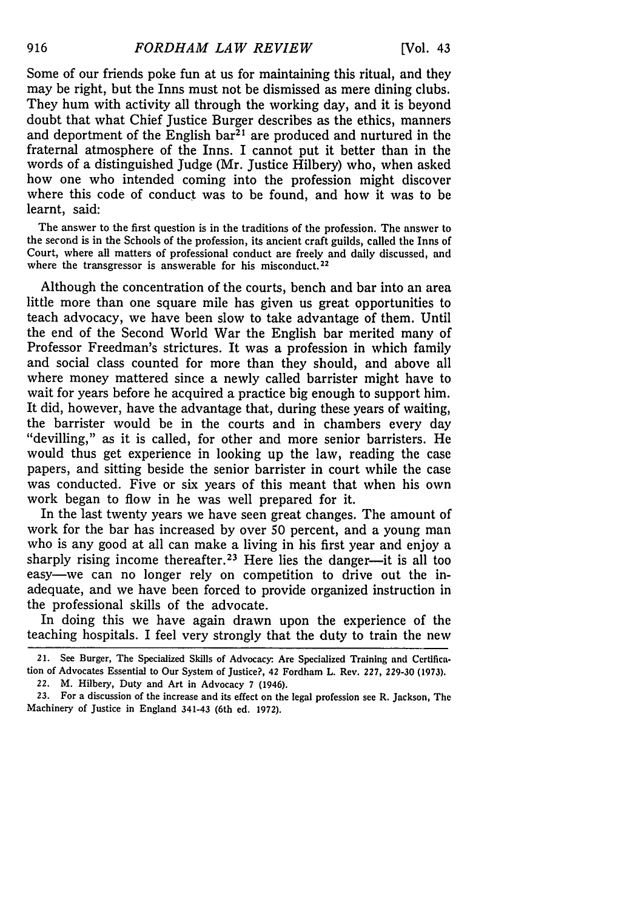Some of our friends poke fun at us for maintaining this ritual, and they may be right, but the Inns must not be dismissed as mere dining clubs. They hum with activity all through the working day, and it is beyond doubt that what Chief Justice Burger describes as the ethics, manners and deportment of the English bar[21] are produced and nurtured in the fraternal atmosphere of the Inns. I cannot put it better than in the words of a distinguished Judge (Mr. Justice Hilbery) who, when asked how one who intended coming into the profession might discover where this code of conduct was to be found, and how it was to be learnt, said:

> The answer to the first question is in the traditions of the profession. The answer to the second is in the Schools of the profession, its ancient craft guilds, called the Inns of Court, where all matters of professional conduct are freely and daily discussed, and where the transgressor is answerable for his misconduct.[22]

Although the concentration of the courts, bench and bar into an area little more than one square mile has given us great opportunities to teach advocacy, we have been slow to take advantage of them. Until the end of the Second World War the English bar merited many of Professor Freedman's strictures. It was a profession in which family and social class counted for more than they should, and above all where money mattered since a newly called barrister might have to wait for years before he acquired a practice big enough to support him. It did, however, have the advantage that, during these years of waiting, the barrister would be in the courts and in chambers every day "devilling," as it is called, for other and more senior barristers. He would thus get experience in looking up the law, reading the case papers, and sitting beside the senior barrister in court while the case was conducted. Five or six years of this meant that when his own work began to flow in he was well prepared for it.

In the last twenty years we have seen great changes. The amount of work for the bar has increased by over 50 percent, and a young man who is any good at all can make a living in his first year and enjoy a sharply rising income thereafter.[23] Here lies the danger—it is all too easy—we can no longer rely on competition to drive out the inadequate, and we have been forced to provide organized instruction in the professional skills of the advocate.

In doing this we have again drawn upon the experience of the teaching hospitals. I feel very strongly that the duty to train the new

---

21. See Burger, The Specialized Skills of Advocacy: Are Specialized Training and Certification of Advocates Essential to Our System of Justice?, 42 Fordham L. Rev. 227, 229-30 (1973).

22. M. Hilbery, Duty and Art in Advocacy 7 (1946).

23. For a discussion of the increase and its effect on the legal profession see R. Jackson, The Machinery of Justice in England 341-43 (6th ed. 1972).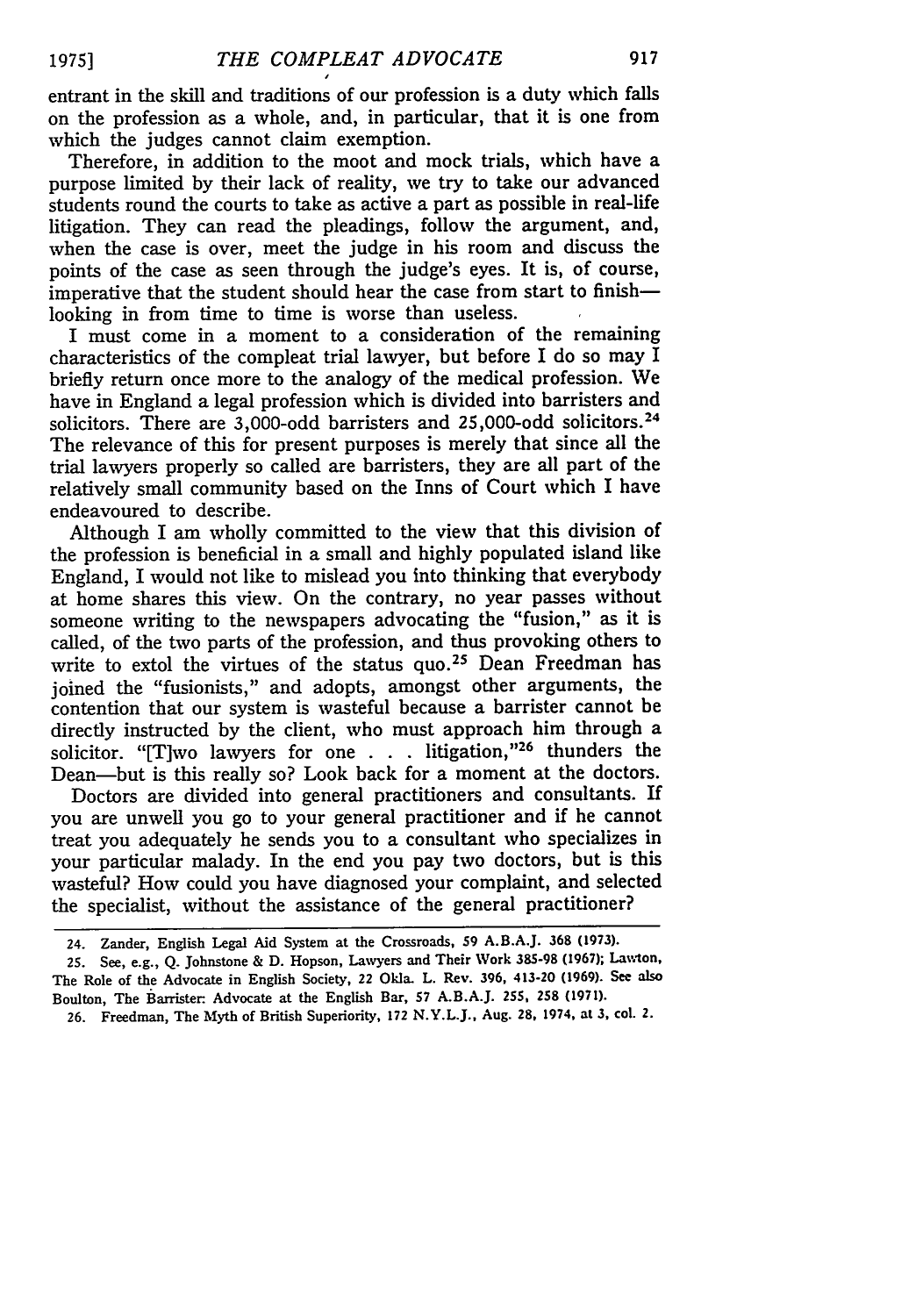entrant in the skill and traditions of our profession is a duty which falls on the profession as a whole, and, in particular, that it is one from which the judges cannot claim exemption.

Therefore, in addition to the moot and mock trials, which have a purpose limited by their lack of reality, we try to take our advanced students round the courts to take as active a part as possible in real-life litigation. They can read the pleadings, follow the argument, and, when the case is over, meet the judge in his room and discuss the points of the case as seen through the judge's eyes. It is, of course, imperative that the student should hear the case from start to finish—looking in from time to time is worse than useless.

I must come in a moment to a consideration of the remaining characteristics of the compleat trial lawyer, but before I do so may I briefly return once more to the analogy of the medical profession. We have in England a legal profession which is divided into barristers and solicitors. There are 3,000-odd barristers and 25,000-odd solicitors.[24] The relevance of this for present purposes is merely that since all the trial lawyers properly so called are barristers, they are all part of the relatively small community based on the Inns of Court which I have endeavoured to describe.

Although I am wholly committed to the view that this division of the profession is beneficial in a small and highly populated island like England, I would not like to mislead you into thinking that everybody at home shares this view. On the contrary, no year passes without someone writing to the newspapers advocating the "fusion," as it is called, of the two parts of the profession, and thus provoking others to write to extol the virtues of the status quo.[25] Dean Freedman has joined the "fusionists," and adopts, amongst other arguments, the contention that our system is wasteful because a barrister cannot be directly instructed by the client, who must approach him through a solicitor. "[T]wo lawyers for one . . . litigation,"[26] thunders the Dean—but is this really so? Look back for a moment at the doctors.

Doctors are divided into general practitioners and consultants. If you are unwell you go to your general practitioner and if he cannot treat you adequately he sends you to a consultant who specializes in your particular malady. In the end you pay two doctors, but is this wasteful? How could you have diagnosed your complaint, and selected the specialist, without the assistance of the general practitioner?

---

24. Zander, English Legal Aid System at the Crossroads, 59 A.B.A.J. 368 (1973).

25. See, e.g., Q. Johnstone & D. Hopson, Lawyers and Their Work 385-98 (1967); Lawton, The Role of the Advocate in English Society, 22 Okla. L. Rev. 396, 413-20 (1969). See also Boulton, The Barrister: Advocate at the English Bar, 57 A.B.A.J. 255, 258 (1971).

26. Freedman, The Myth of British Superiority, 172 N.Y.L.J., Aug. 28, 1974, at 3, col. 2.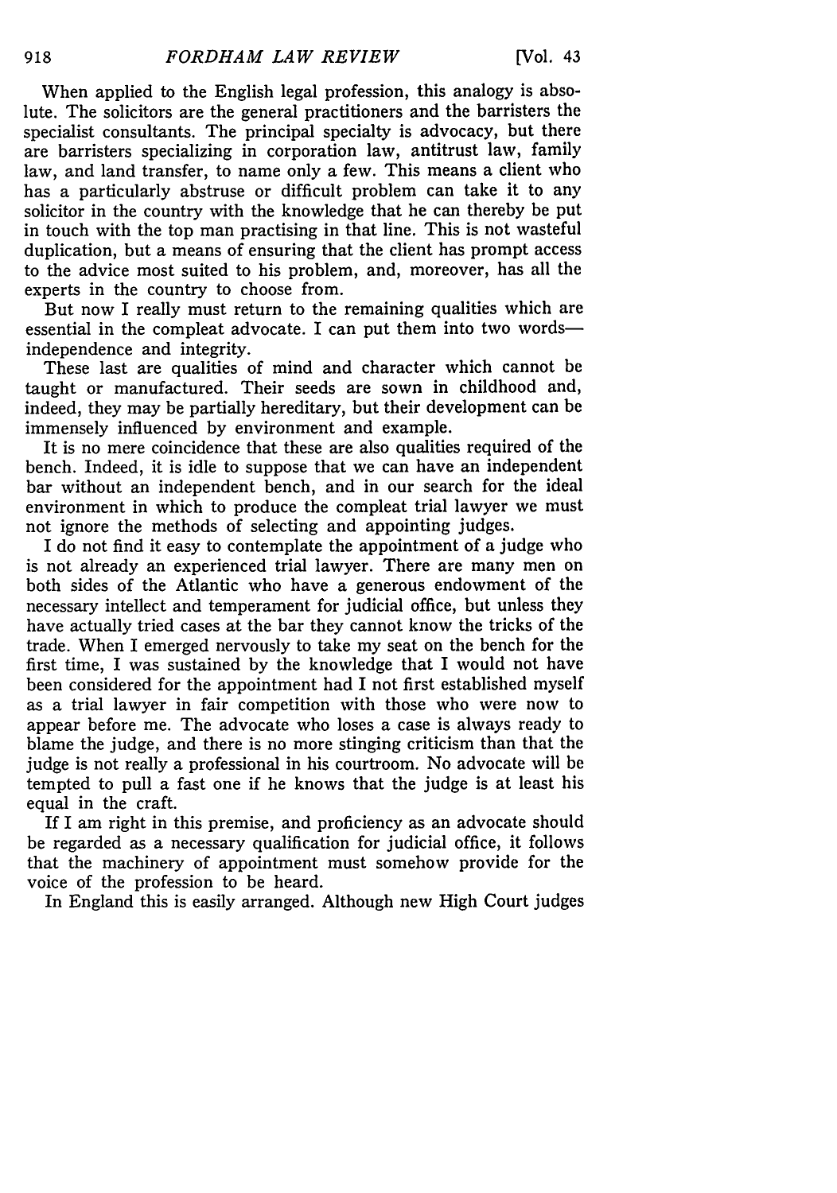When applied to the English legal profession, this analogy is absolute. The solicitors are the general practitioners and the barristers the specialist consultants. The principal specialty is advocacy, but there are barristers specializing in corporation law, antitrust law, family law, and land transfer, to name only a few. This means a client who has a particularly abstruse or difficult problem can take it to any solicitor in the country with the knowledge that he can thereby be put in touch with the top man practising in that line. This is not wasteful duplication, but a means of ensuring that the client has prompt access to the advice most suited to his problem, and, moreover, has all the experts in the country to choose from.

But now I really must return to the remaining qualities which are essential in the compleat advocate. I can put them into two words—independence and integrity.

These last are qualities of mind and character which cannot be taught or manufactured. Their seeds are sown in childhood and, indeed, they may be partially hereditary, but their development can be immensely influenced by environment and example.

It is no mere coincidence that these are also qualities required of the bench. Indeed, it is idle to suppose that we can have an independent bar without an independent bench, and in our search for the ideal environment in which to produce the compleat trial lawyer we must not ignore the methods of selecting and appointing judges.

I do not find it easy to contemplate the appointment of a judge who is not already an experienced trial lawyer. There are many men on both sides of the Atlantic who have a generous endowment of the necessary intellect and temperament for judicial office, but unless they have actually tried cases at the bar they cannot know the tricks of the trade. When I emerged nervously to take my seat on the bench for the first time, I was sustained by the knowledge that I would not have been considered for the appointment had I not first established myself as a trial lawyer in fair competition with those who were now to appear before me. The advocate who loses a case is always ready to blame the judge, and there is no more stinging criticism than that the judge is not really a professional in his courtroom. No advocate will be tempted to pull a fast one if he knows that the judge is at least his equal in the craft.

If I am right in this premise, and proficiency as an advocate should be regarded as a necessary qualification for judicial office, it follows that the machinery of appointment must somehow provide for the voice of the profession to be heard.

In England this is easily arranged. Although new High Court judges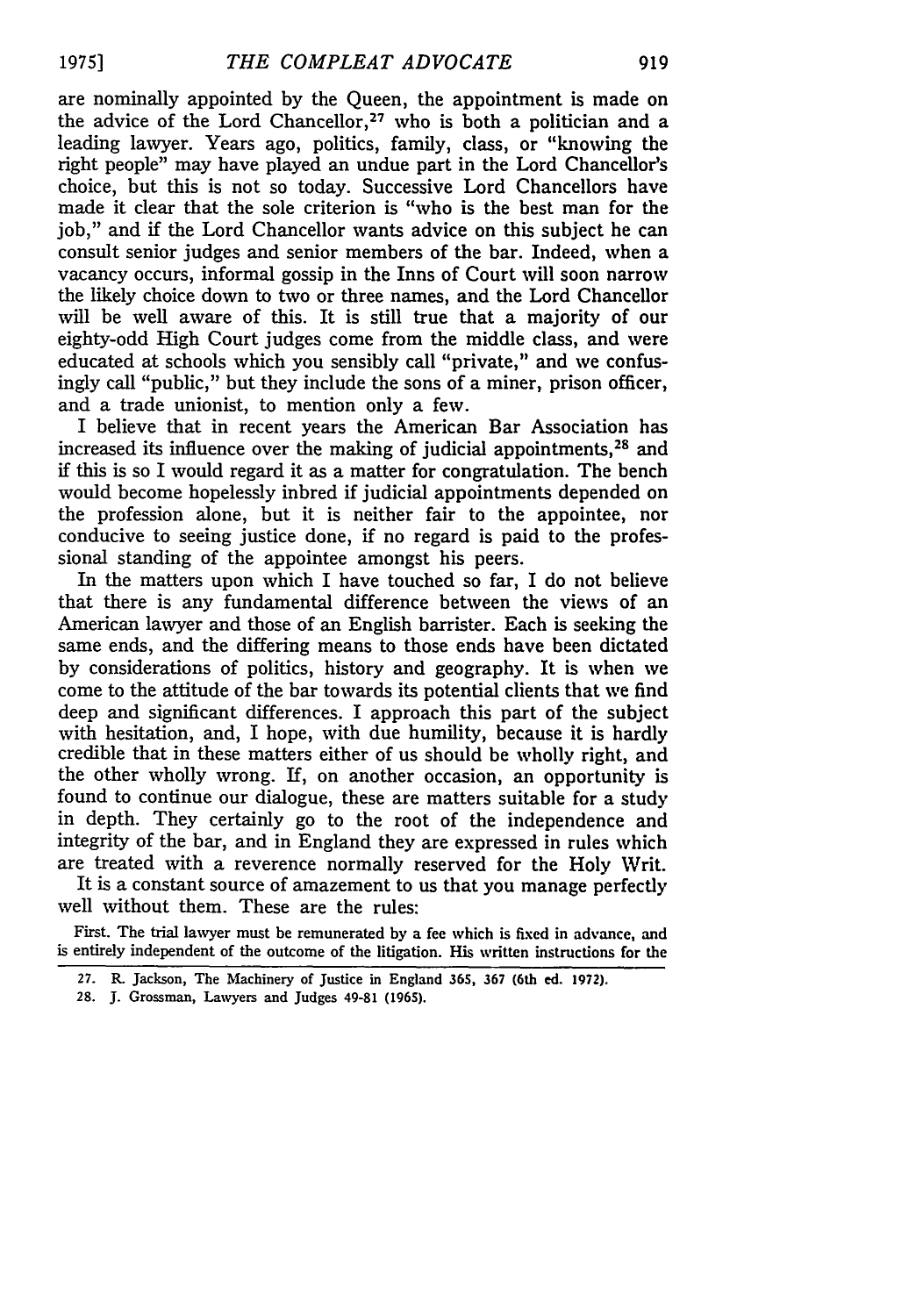are nominally appointed by the Queen, the appointment is made on the advice of the Lord Chancellor,[27] who is both a politician and a leading lawyer. Years ago, politics, family, class, or "knowing the right people" may have played an undue part in the Lord Chancellor's choice, but this is not so today. Successive Lord Chancellors have made it clear that the sole criterion is "who is the best man for the job," and if the Lord Chancellor wants advice on this subject he can consult senior judges and senior members of the bar. Indeed, when a vacancy occurs, informal gossip in the Inns of Court will soon narrow the likely choice down to two or three names, and the Lord Chancellor will be well aware of this. It is still true that a majority of our eighty-odd High Court judges come from the middle class, and were educated at schools which you sensibly call "private," and we confusingly call "public," but they include the sons of a miner, prison officer, and a trade unionist, to mention only a few.

I believe that in recent years the American Bar Association has increased its influence over the making of judicial appointments,[28] and if this is so I would regard it as a matter for congratulation. The bench would become hopelessly inbred if judicial appointments depended on the profession alone, but it is neither fair to the appointee, nor conducive to seeing justice done, if no regard is paid to the professional standing of the appointee amongst his peers.

In the matters upon which I have touched so far, I do not believe that there is any fundamental difference between the views of an American lawyer and those of an English barrister. Each is seeking the same ends, and the differing means to those ends have been dictated by considerations of politics, history and geography. It is when we come to the attitude of the bar towards its potential clients that we find deep and significant differences. I approach this part of the subject with hesitation, and, I hope, with due humility, because it is hardly credible that in these matters either of us should be wholly right, and the other wholly wrong. If, on another occasion, an opportunity is found to continue our dialogue, these are matters suitable for a study in depth. They certainly go to the root of the independence and integrity of the bar, and in England they are expressed in rules which are treated with a reverence normally reserved for the Holy Writ.

It is a constant source of amazement to us that you manage perfectly well without them. These are the rules:

First. The trial lawyer must be remunerated by a fee which is fixed in advance, and is entirely independent of the outcome of the litigation. His written instructions for the

---

27. R. Jackson, The Machinery of Justice in England 365, 367 (6th ed. 1972).

28. J. Grossman, Lawyers and Judges 49-81 (1965).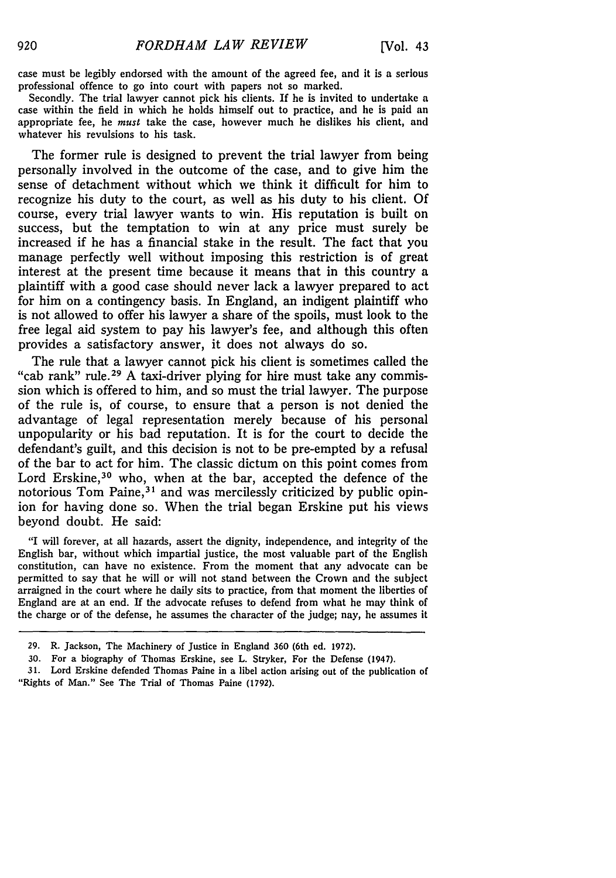case must be legibly endorsed with the amount of the agreed fee, and it is a serious professional offence to go into court with papers not so marked.

Secondly. The trial lawyer cannot pick his clients. If he is invited to undertake a case within the field in which he holds himself out to practice, and he is paid an appropriate fee, he *must* take the case, however much he dislikes his client, and whatever his revulsions to his task.

The former rule is designed to prevent the trial lawyer from being personally involved in the outcome of the case, and to give him the sense of detachment without which we think it difficult for him to recognize his duty to the court, as well as his duty to his client. Of course, every trial lawyer wants to win. His reputation is built on success, but the temptation to win at any price must surely be increased if he has a financial stake in the result. The fact that you manage perfectly well without imposing this restriction is of great interest at the present time because it means that in this country a plaintiff with a good case should never lack a lawyer prepared to act for him on a contingency basis. In England, an indigent plaintiff who is not allowed to offer his lawyer a share of the spoils, must look to the free legal aid system to pay his lawyer's fee, and although this often provides a satisfactory answer, it does not always do so.

The rule that a lawyer cannot pick his client is sometimes called the "cab rank" rule.[29] A taxi-driver plying for hire must take any commission which is offered to him, and so must the trial lawyer. The purpose of the rule is, of course, to ensure that a person is not denied the advantage of legal representation merely because of his personal unpopularity or his bad reputation. It is for the court to decide the defendant's guilt, and this decision is not to be pre-empted by a refusal of the bar to act for him. The classic dictum on this point comes from Lord Erskine,[30] who, when at the bar, accepted the defence of the notorious Tom Paine,[31] and was mercilessly criticized by public opinion for having done so. When the trial began Erskine put his views beyond doubt. He said:

"I will forever, at all hazards, assert the dignity, independence, and integrity of the English bar, without which impartial justice, the most valuable part of the English constitution, can have no existence. From the moment that any advocate can be permitted to say that he will or will not stand between the Crown and the subject arraigned in the court where he daily sits to practice, from that moment the liberties of England are at an end. If the advocate refuses to defend from what he may think of the charge or of the defense, he assumes the character of the judge; nay, he assumes it

---

29. R. Jackson, The Machinery of Justice in England 360 (6th ed. 1972).

30. For a biography of Thomas Erskine, see L. Stryker, For the Defense (1947).

31. Lord Erskine defended Thomas Paine in a libel action arising out of the publication of "Rights of Man." See The Trial of Thomas Paine (1792).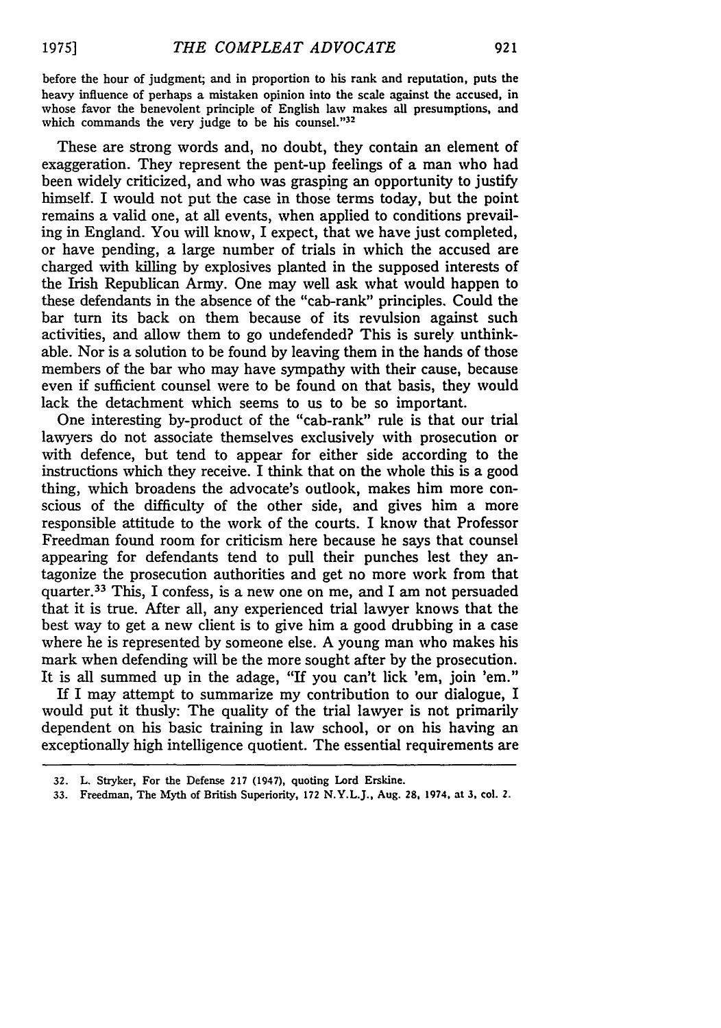before the hour of judgment; and in proportion to his rank and reputation, puts the heavy influence of perhaps a mistaken opinion into the scale against the accused, in whose favor the benevolent principle of English law makes all presumptions, and which commands the very judge to be his counsel."[32]

These are strong words and, no doubt, they contain an element of exaggeration. They represent the pent-up feelings of a man who had been widely criticized, and who was grasping an opportunity to justify himself. I would not put the case in those terms today, but the point remains a valid one, at all events, when applied to conditions prevailing in England. You will know, I expect, that we have just completed, or have pending, a large number of trials in which the accused are charged with killing by explosives planted in the supposed interests of the Irish Republican Army. One may well ask what would happen to these defendants in the absence of the "cab-rank" principles. Could the bar turn its back on them because of its revulsion against such activities, and allow them to go undefended? This is surely unthinkable. Nor is a solution to be found by leaving them in the hands of those members of the bar who may have sympathy with their cause, because even if sufficient counsel were to be found on that basis, they would lack the detachment which seems to us to be so important.

One interesting by-product of the "cab-rank" rule is that our trial lawyers do not associate themselves exclusively with prosecution or with defence, but tend to appear for either side according to the instructions which they receive. I think that on the whole this is a good thing, which broadens the advocate's outlook, makes him more conscious of the difficulty of the other side, and gives him a more responsible attitude to the work of the courts. I know that Professor Freedman found room for criticism here because he says that counsel appearing for defendants tend to pull their punches lest they antagonize the prosecution authorities and get no more work from that quarter.[33] This, I confess, is a new one on me, and I am not persuaded that it is true. After all, any experienced trial lawyer knows that the best way to get a new client is to give him a good drubbing in a case where he is represented by someone else. A young man who makes his mark when defending will be the more sought after by the prosecution. It is all summed up in the adage, "If you can't lick 'em, join 'em."

If I may attempt to summarize my contribution to our dialogue, I would put it thusly: The quality of the trial lawyer is not primarily dependent on his basic training in law school, or on his having an exceptionally high intelligence quotient. The essential requirements are

---

32. L. Stryker, For the Defense 217 (1947), quoting Lord Erskine.

33. Freedman, The Myth of British Superiority, 172 N.Y.L.J., Aug. 28, 1974, at 3, col. 2.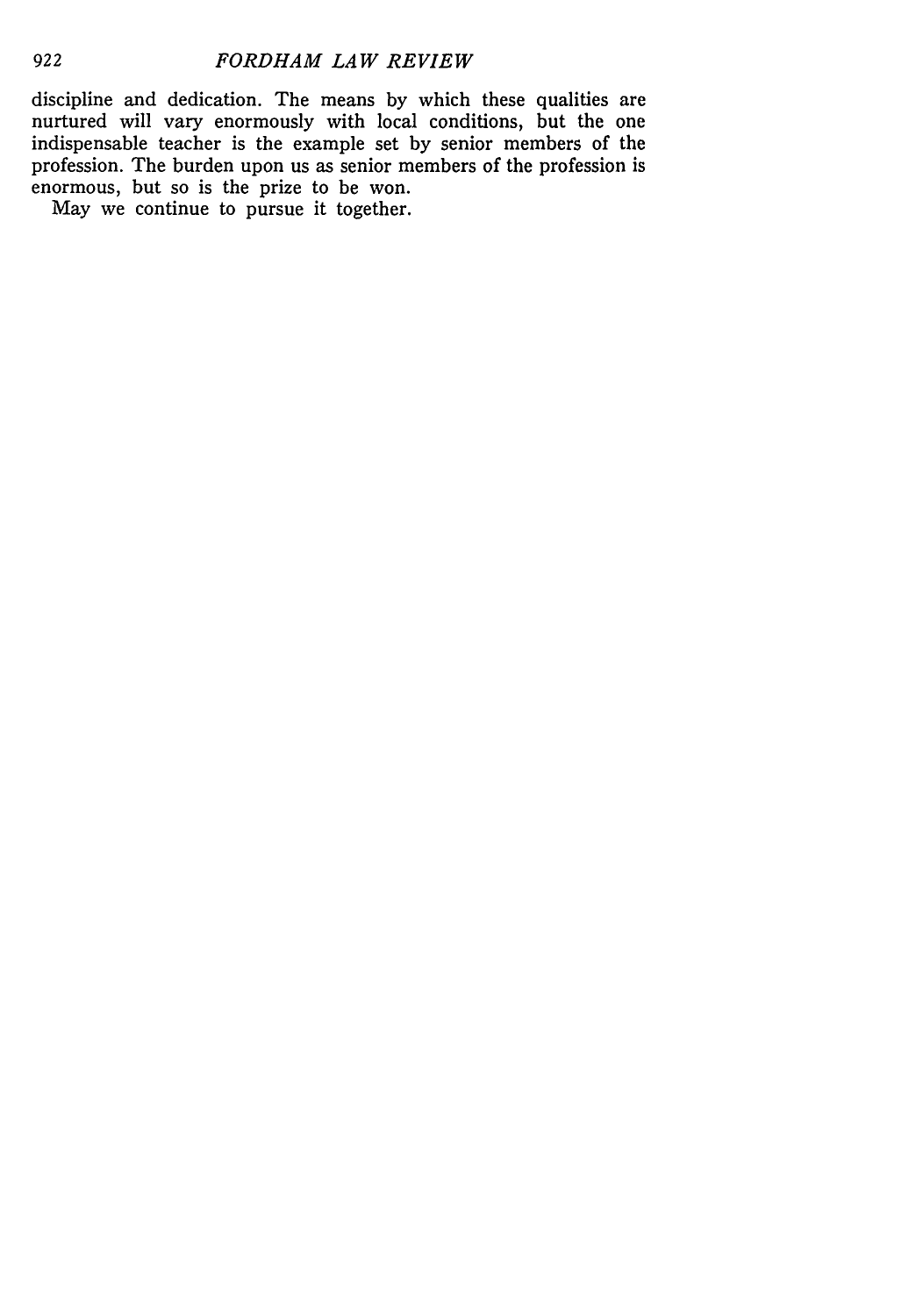discipline and dedication. The means by which these qualities are nurtured will vary enormously with local conditions, but the one indispensable teacher is the example set by senior members of the profession. The burden upon us as senior members of the profession is enormous, but so is the prize to be won.

May we continue to pursue it together.